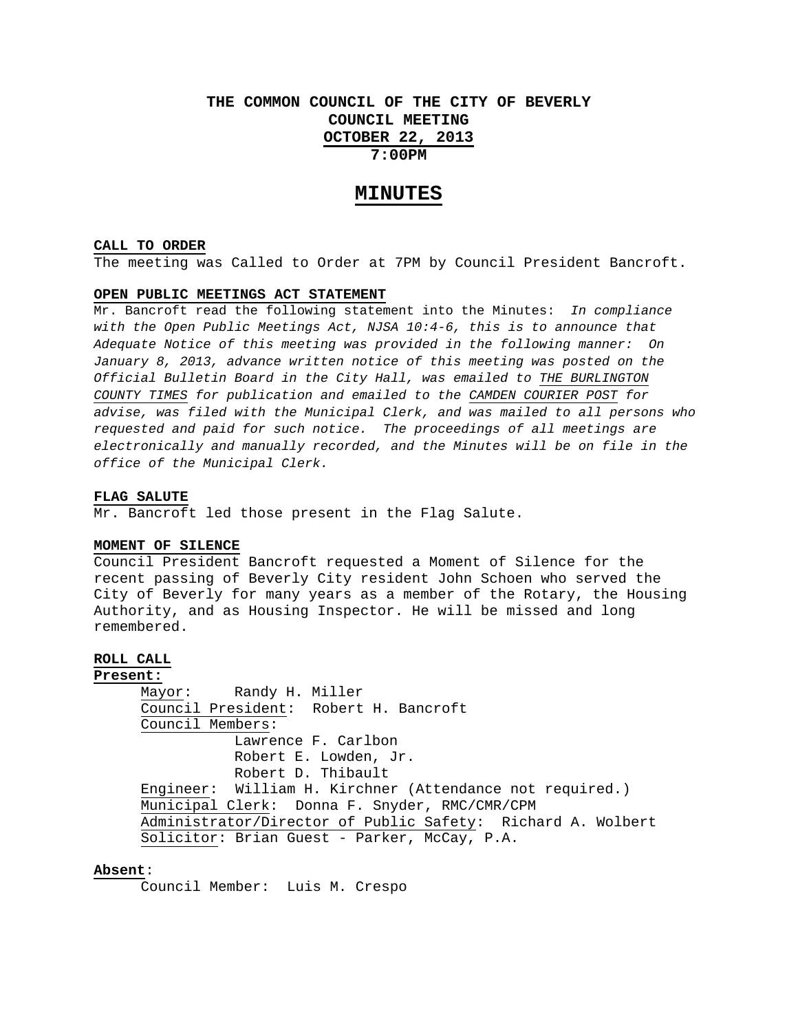# THE COMMON COUNCIL OF THE CITY OF BEVERLY
## COUNCIL MEETING
## OCTOBER 22, 2013
## 7:00PM

# MINUTES

**CALL TO ORDER**

The meeting was Called to Order at 7PM by Council President Bancroft.

**OPEN PUBLIC MEETINGS ACT STATEMENT**

Mr. Bancroft read the following statement into the Minutes: *In compliance with the Open Public Meetings Act, NJSA 10:4-6, this is to announce that Adequate Notice of this meeting was provided in the following manner: On January 8, 2013, advance written notice of this meeting was posted on the Official Bulletin Board in the City Hall, was emailed to THE BURLINGTON COUNTY TIMES for publication and emailed to the CAMDEN COURIER POST for advise, was filed with the Municipal Clerk, and was mailed to all persons who requested and paid for such notice. The proceedings of all meetings are electronically and manually recorded, and the Minutes will be on file in the office of the Municipal Clerk.*

**FLAG SALUTE**

Mr. Bancroft led those present in the Flag Salute.

**MOMENT OF SILENCE**

Council President Bancroft requested a Moment of Silence for the recent passing of Beverly City resident John Schoen who served the City of Beverly for many years as a member of the Rotary, the Housing Authority, and as Housing Inspector. He will be missed and long remembered.

**ROLL CALL**

**Present:**

Mayor: Randy H. Miller
Council President: Robert H. Bancroft
Council Members:
Lawrence F. Carlbon
Robert E. Lowden, Jr.
Robert D. Thibault
Engineer: William H. Kirchner (Attendance not required.)
Municipal Clerk: Donna F. Snyder, RMC/CMR/CPM
Administrator/Director of Public Safety: Richard A. Wolbert
Solicitor: Brian Guest - Parker, McCay, P.A.

**Absent**:

Council Member: Luis M. Crespo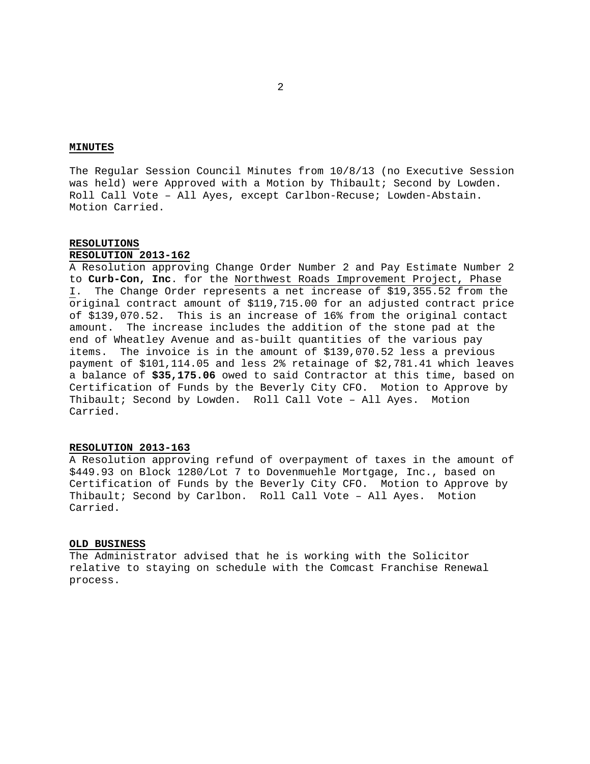**MINUTES**

The Regular Session Council Minutes from 10/8/13 (no Executive Session was held) were Approved with a Motion by Thibault; Second by Lowden. Roll Call Vote – All Ayes, except Carlbon-Recuse; Lowden-Abstain. Motion Carried.

**RESOLUTIONS**

**RESOLUTION 2013-162**

A Resolution approving Change Order Number 2 and Pay Estimate Number 2 to **Curb-Con, Inc**. for the Northwest Roads Improvement Project, Phase I. The Change Order represents a net increase of $19,355.52 from the original contract amount of $119,715.00 for an adjusted contract price of $139,070.52. This is an increase of 16% from the original contact amount. The increase includes the addition of the stone pad at the end of Wheatley Avenue and as-built quantities of the various pay items. The invoice is in the amount of $139,070.52 less a previous payment of $101,114.05 and less 2% retainage of $2,781.41 which leaves a balance of **$35,175.06** owed to said Contractor at this time, based on Certification of Funds by the Beverly City CFO. Motion to Approve by Thibault; Second by Lowden. Roll Call Vote – All Ayes. Motion Carried.

**RESOLUTION 2013-163**

A Resolution approving refund of overpayment of taxes in the amount of $449.93 on Block 1280/Lot 7 to Dovenmuehle Mortgage, Inc., based on Certification of Funds by the Beverly City CFO. Motion to Approve by Thibault; Second by Carlbon. Roll Call Vote – All Ayes. Motion Carried.

**OLD BUSINESS**

The Administrator advised that he is working with the Solicitor relative to staying on schedule with the Comcast Franchise Renewal process.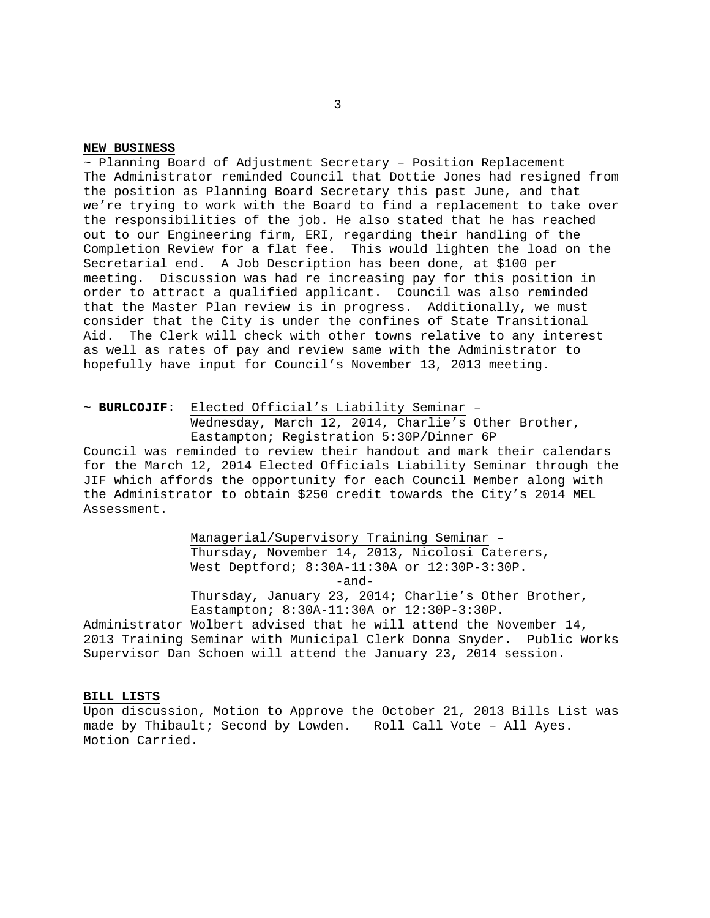**NEW BUSINESS**

~ Planning Board of Adjustment Secretary – Position Replacement
The Administrator reminded Council that Dottie Jones had resigned from the position as Planning Board Secretary this past June, and that we're trying to work with the Board to find a replacement to take over the responsibilities of the job. He also stated that he has reached out to our Engineering firm, ERI, regarding their handling of the Completion Review for a flat fee. This would lighten the load on the Secretarial end. A Job Description has been done, at $100 per meeting. Discussion was had re increasing pay for this position in order to attract a qualified applicant. Council was also reminded that the Master Plan review is in progress. Additionally, we must consider that the City is under the confines of State Transitional Aid. The Clerk will check with other towns relative to any interest as well as rates of pay and review same with the Administrator to hopefully have input for Council's November 13, 2013 meeting.

~ **BURLCOJIF**: Elected Official's Liability Seminar –
Wednesday, March 12, 2014, Charlie's Other Brother, Eastampton; Registration 5:30P/Dinner 6P

Council was reminded to review their handout and mark their calendars for the March 12, 2014 Elected Officials Liability Seminar through the JIF which affords the opportunity for each Council Member along with the Administrator to obtain $250 credit towards the City's 2014 MEL Assessment.

Managerial/Supervisory Training Seminar –
Thursday, November 14, 2013, Nicolosi Caterers, West Deptford; 8:30A-11:30A or 12:30P-3:30P.

-and-

Thursday, January 23, 2014; Charlie's Other Brother, Eastampton; 8:30A-11:30A or 12:30P-3:30P.

Administrator Wolbert advised that he will attend the November 14, 2013 Training Seminar with Municipal Clerk Donna Snyder. Public Works Supervisor Dan Schoen will attend the January 23, 2014 session.

**BILL LISTS**

Upon discussion, Motion to Approve the October 21, 2013 Bills List was made by Thibault; Second by Lowden. Roll Call Vote – All Ayes. Motion Carried.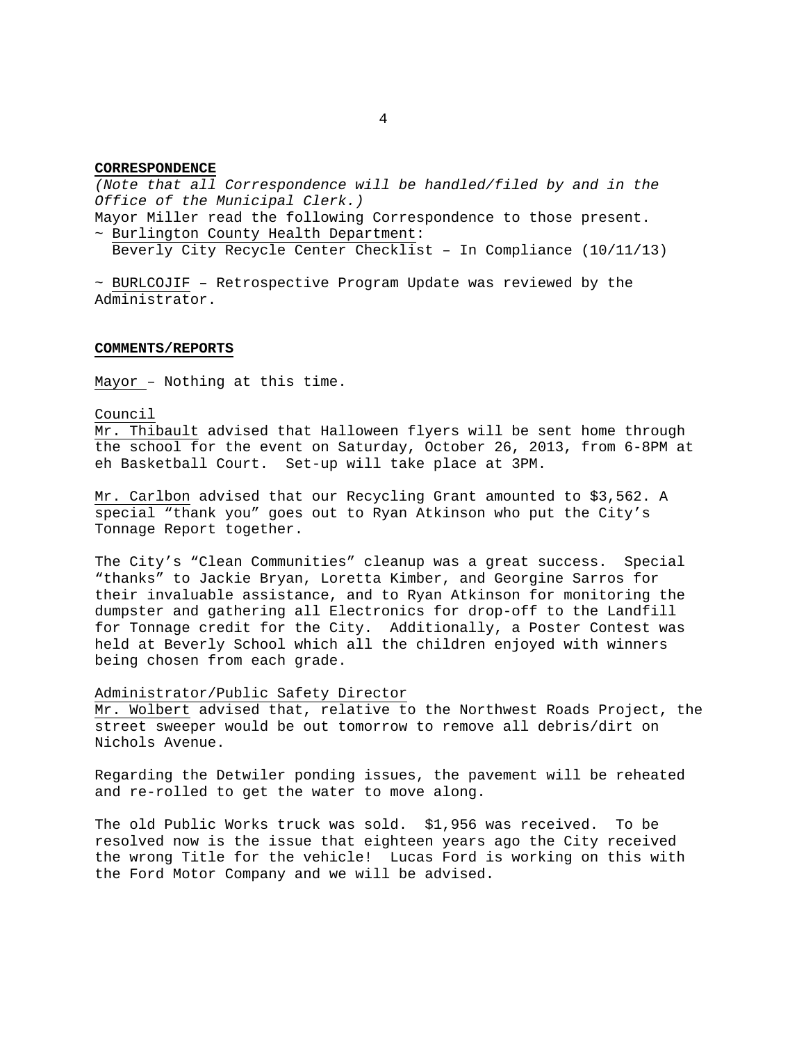**CORRESPONDENCE**

*(Note that all Correspondence will be handled/filed by and in the Office of the Municipal Clerk.)*

Mayor Miller read the following Correspondence to those present.

~ Burlington County Health Department:
  Beverly City Recycle Center Checklist – In Compliance (10/11/13)

~ BURLCOJIF – Retrospective Program Update was reviewed by the Administrator.

**COMMENTS/REPORTS**

Mayor – Nothing at this time.

Council

Mr. Thibault advised that Halloween flyers will be sent home through the school for the event on Saturday, October 26, 2013, from 6-8PM at eh Basketball Court. Set-up will take place at 3PM.

Mr. Carlbon advised that our Recycling Grant amounted to $3,562. A special "thank you" goes out to Ryan Atkinson who put the City's Tonnage Report together.

The City's "Clean Communities" cleanup was a great success. Special "thanks" to Jackie Bryan, Loretta Kimber, and Georgine Sarros for their invaluable assistance, and to Ryan Atkinson for monitoring the dumpster and gathering all Electronics for drop-off to the Landfill for Tonnage credit for the City. Additionally, a Poster Contest was held at Beverly School which all the children enjoyed with winners being chosen from each grade.

Administrator/Public Safety Director

Mr. Wolbert advised that, relative to the Northwest Roads Project, the street sweeper would be out tomorrow to remove all debris/dirt on Nichols Avenue.

Regarding the Detwiler ponding issues, the pavement will be reheated and re-rolled to get the water to move along.

The old Public Works truck was sold. $1,956 was received. To be resolved now is the issue that eighteen years ago the City received the wrong Title for the vehicle! Lucas Ford is working on this with the Ford Motor Company and we will be advised.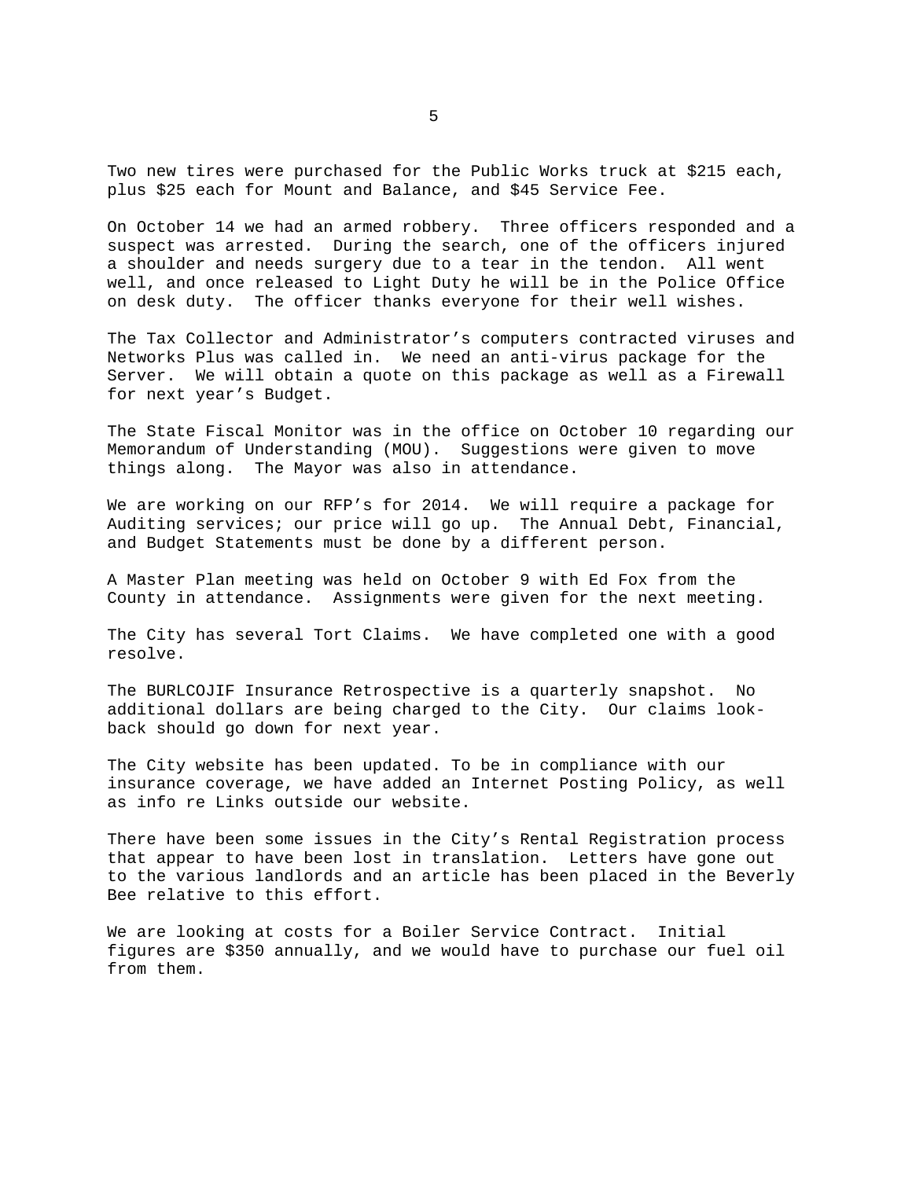Two new tires were purchased for the Public Works truck at $215 each, plus $25 each for Mount and Balance, and $45 Service Fee.

On October 14 we had an armed robbery. Three officers responded and a suspect was arrested. During the search, one of the officers injured a shoulder and needs surgery due to a tear in the tendon. All went well, and once released to Light Duty he will be in the Police Office on desk duty. The officer thanks everyone for their well wishes.

The Tax Collector and Administrator's computers contracted viruses and Networks Plus was called in. We need an anti-virus package for the Server. We will obtain a quote on this package as well as a Firewall for next year's Budget.

The State Fiscal Monitor was in the office on October 10 regarding our Memorandum of Understanding (MOU). Suggestions were given to move things along. The Mayor was also in attendance.

We are working on our RFP's for 2014. We will require a package for Auditing services; our price will go up. The Annual Debt, Financial, and Budget Statements must be done by a different person.

A Master Plan meeting was held on October 9 with Ed Fox from the County in attendance. Assignments were given for the next meeting.

The City has several Tort Claims. We have completed one with a good resolve.

The BURLCOJIF Insurance Retrospective is a quarterly snapshot. No additional dollars are being charged to the City. Our claims look-back should go down for next year.

The City website has been updated. To be in compliance with our insurance coverage, we have added an Internet Posting Policy, as well as info re Links outside our website.

There have been some issues in the City's Rental Registration process that appear to have been lost in translation. Letters have gone out to the various landlords and an article has been placed in the Beverly Bee relative to this effort.

We are looking at costs for a Boiler Service Contract. Initial figures are $350 annually, and we would have to purchase our fuel oil from them.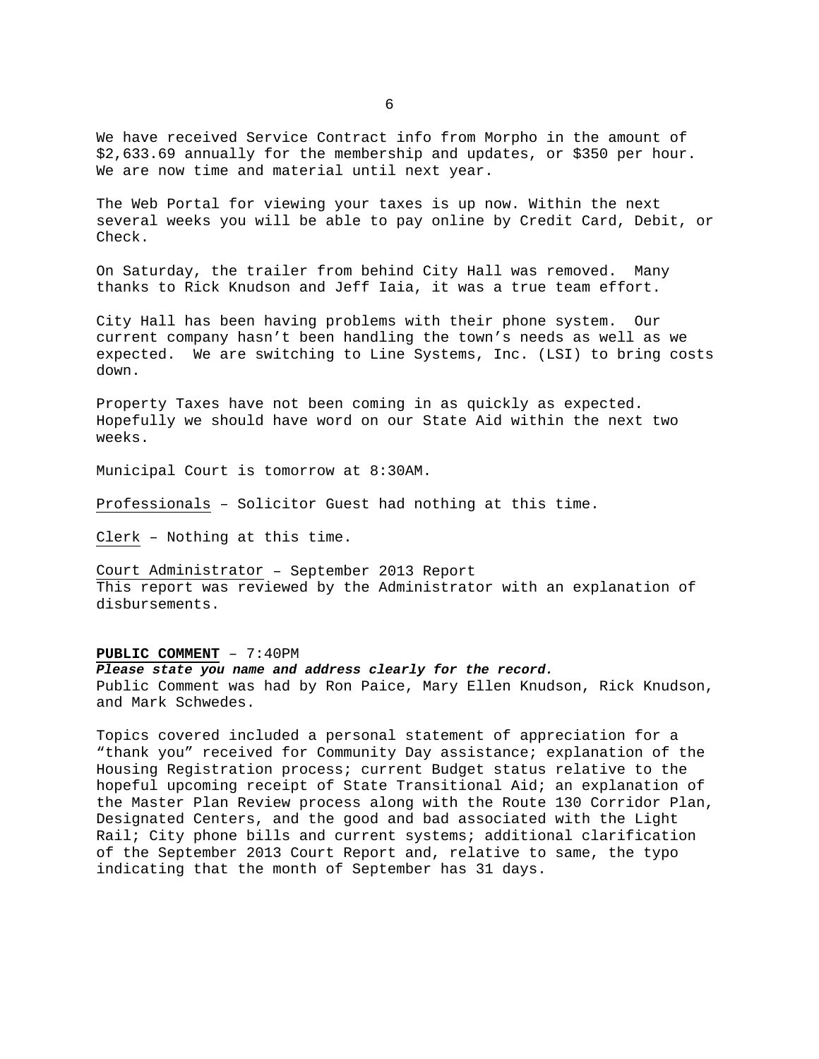We have received Service Contract info from Morpho in the amount of $2,633.69 annually for the membership and updates, or $350 per hour. We are now time and material until next year.

The Web Portal for viewing your taxes is up now. Within the next several weeks you will be able to pay online by Credit Card, Debit, or Check.

On Saturday, the trailer from behind City Hall was removed. Many thanks to Rick Knudson and Jeff Iaia, it was a true team effort.

City Hall has been having problems with their phone system. Our current company hasn't been handling the town's needs as well as we expected. We are switching to Line Systems, Inc. (LSI) to bring costs down.

Property Taxes have not been coming in as quickly as expected. Hopefully we should have word on our State Aid within the next two weeks.

Municipal Court is tomorrow at 8:30AM.

Professionals – Solicitor Guest had nothing at this time.

Clerk – Nothing at this time.

Court Administrator – September 2013 Report
This report was reviewed by the Administrator with an explanation of disbursements.

**PUBLIC COMMENT** – 7:40PM
***Please state you name and address clearly for the record.***
Public Comment was had by Ron Paice, Mary Ellen Knudson, Rick Knudson, and Mark Schwedes.

Topics covered included a personal statement of appreciation for a "thank you" received for Community Day assistance; explanation of the Housing Registration process; current Budget status relative to the hopeful upcoming receipt of State Transitional Aid; an explanation of the Master Plan Review process along with the Route 130 Corridor Plan, Designated Centers, and the good and bad associated with the Light Rail; City phone bills and current systems; additional clarification of the September 2013 Court Report and, relative to same, the typo indicating that the month of September has 31 days.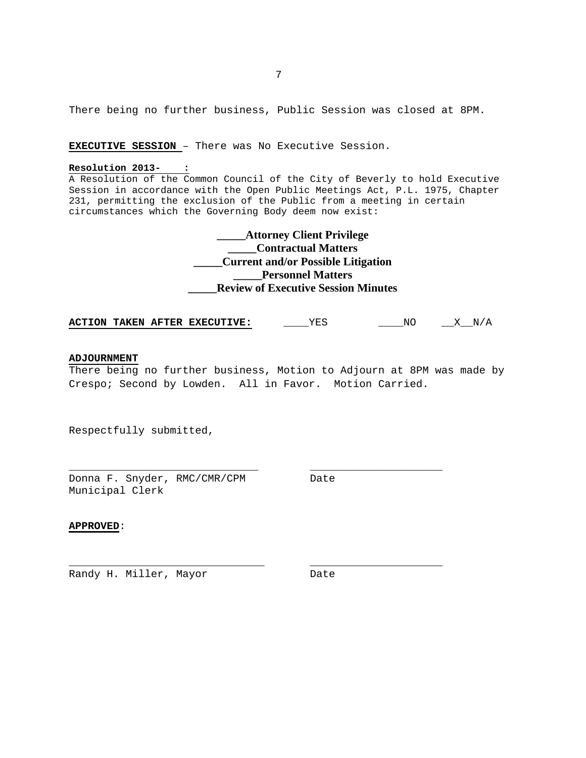There being no further business, Public Session was closed at 8PM.

**EXECUTIVE SESSION** – There was No Executive Session.

**Resolution 2013-    :**
A Resolution of the Common Council of the City of Beverly to hold Executive Session in accordance with the Open Public Meetings Act, P.L. 1975, Chapter 231, permitting the exclusion of the Public from a meeting in certain circumstances which the Governing Body deem now exist:

**_____Attorney Client Privilege**
**_____Contractual Matters**
**_____Current and/or Possible Litigation**
**_____Personnel Matters**
**_____Review of Executive Session Minutes**

**ACTION TAKEN AFTER EXECUTIVE:** ____YES ____NO __X__N/A

**ADJOURNMENT**
There being no further business, Motion to Adjourn at 8PM was made by Crespo; Second by Lowden. All in Favor. Motion Carried.

Respectfully submitted,

______________________________ _____________________
Donna F. Snyder, RMC/CMR/CPM Date
Municipal Clerk

**APPROVED**:

______________________________ _____________________
Randy H. Miller, Mayor Date